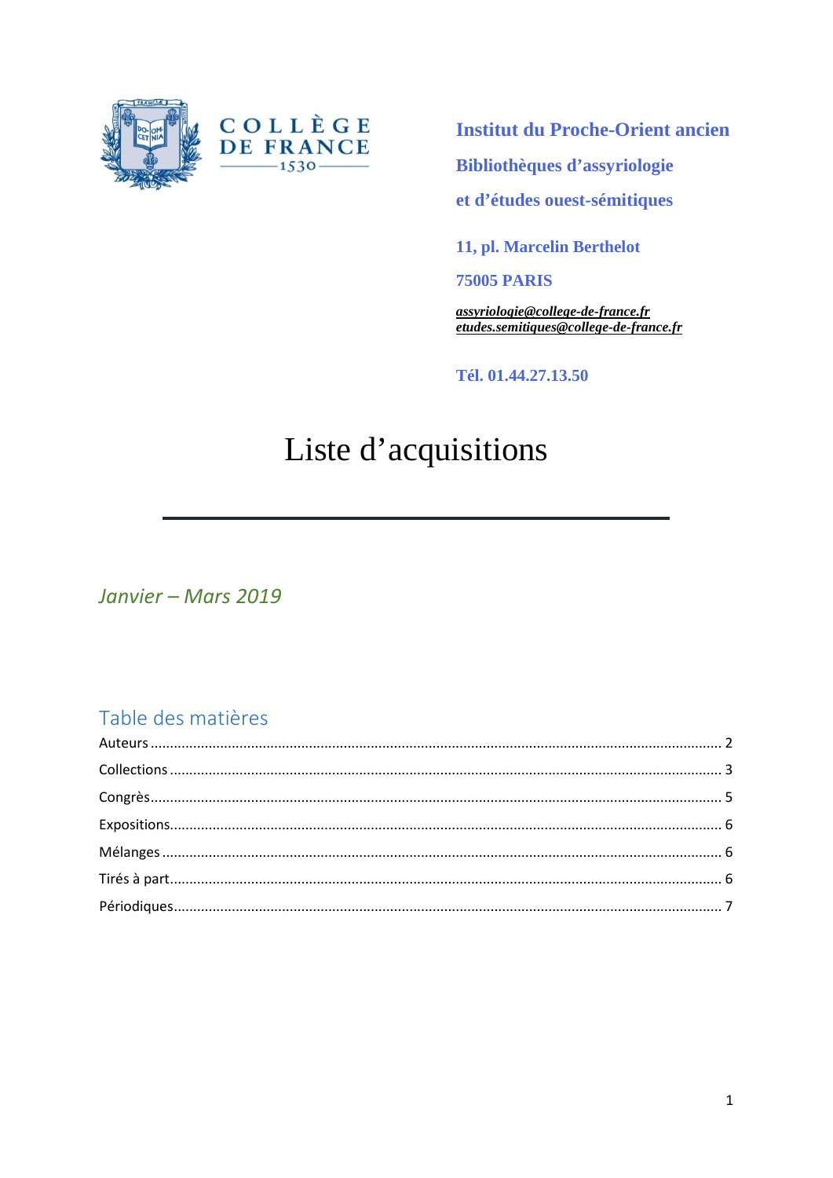COLLÈGE DE FRANCE 1530

**Institut du Proche-Orient ancien**

**Bibliothèques d'assyriologie**

**et d'études ouest-sémitiques**

**11, pl. Marcelin Berthelot**

**75005 PARIS**

***assyriologie@college-de-france.fr***
***etudes.semitiques@college-de-france.fr***

**Tél. 01.44.27.13.50**

# Liste d'acquisitions

---

*Janvier – Mars 2019*

## Table des matières

Auteurs ........ 2

Collections ........ 3

Congrès ........ 5

Expositions ........ 6

Mélanges ........ 6

Tirés à part ........ 6

Périodiques ........ 7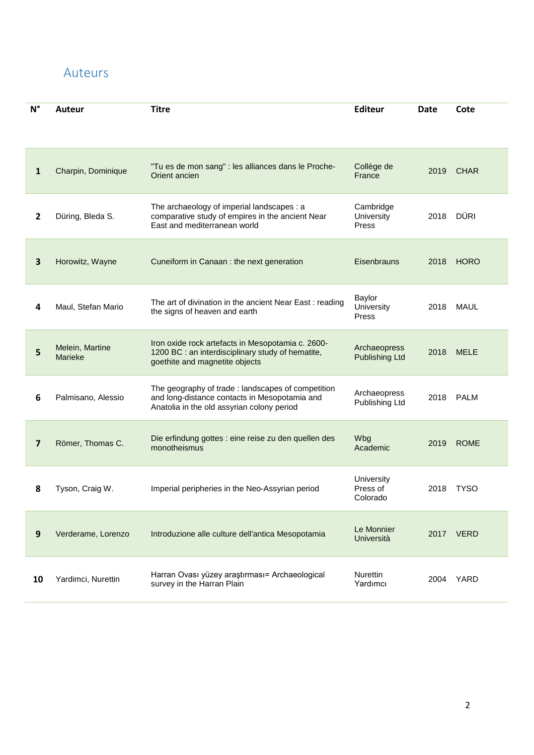## Auteurs

| N° | Auteur | Titre | Editeur | Date | Cote |
|---|---|---|---|---|---|
| **1** | Charpin, Dominique | "Tu es de mon sang" : les alliances dans le Proche-Orient ancien | Collège de France | 2019 | CHAR |
| **2** | Düring, Bleda S. | The archaeology of imperial landscapes : a comparative study of empires in the ancient Near East and mediterranean world | Cambridge University Press | 2018 | DÜRI |
| **3** | Horowitz, Wayne | Cuneiform in Canaan : the next generation | Eisenbrauns | 2018 | HORO |
| **4** | Maul, Stefan Mario | The art of divination in the ancient Near East : reading the signs of heaven and earth | Baylor University Press | 2018 | MAUL |
| **5** | Melein, Martine Marieke | Iron oxide rock artefacts in Mesopotamia c. 2600-1200 BC : an interdisciplinary study of hematite, goethite and magnetite objects | Archaeopress Publishing Ltd | 2018 | MELE |
| **6** | Palmisano, Alessio | The geography of trade : landscapes of competition and long-distance contacts in Mesopotamia and Anatolia in the old assyrian colony period | Archaeopress Publishing Ltd | 2018 | PALM |
| **7** | Römer, Thomas C. | Die erfindung gottes : eine reise zu den quellen des monotheismus | Wbg Academic | 2019 | ROME |
| **8** | Tyson, Craig W. | Imperial peripheries in the Neo-Assyrian period | University Press of Colorado | 2018 | TYSO |
| **9** | Verderame, Lorenzo | Introduzione alle culture dell'antica Mesopotamia | Le Monnier Università | 2017 | VERD |
| **10** | Yardimci, Nurettin | Harran Ovası yüzey araştırması= Archaeological survey in the Harran Plain | Nurettin Yardımcı | 2004 | YARD |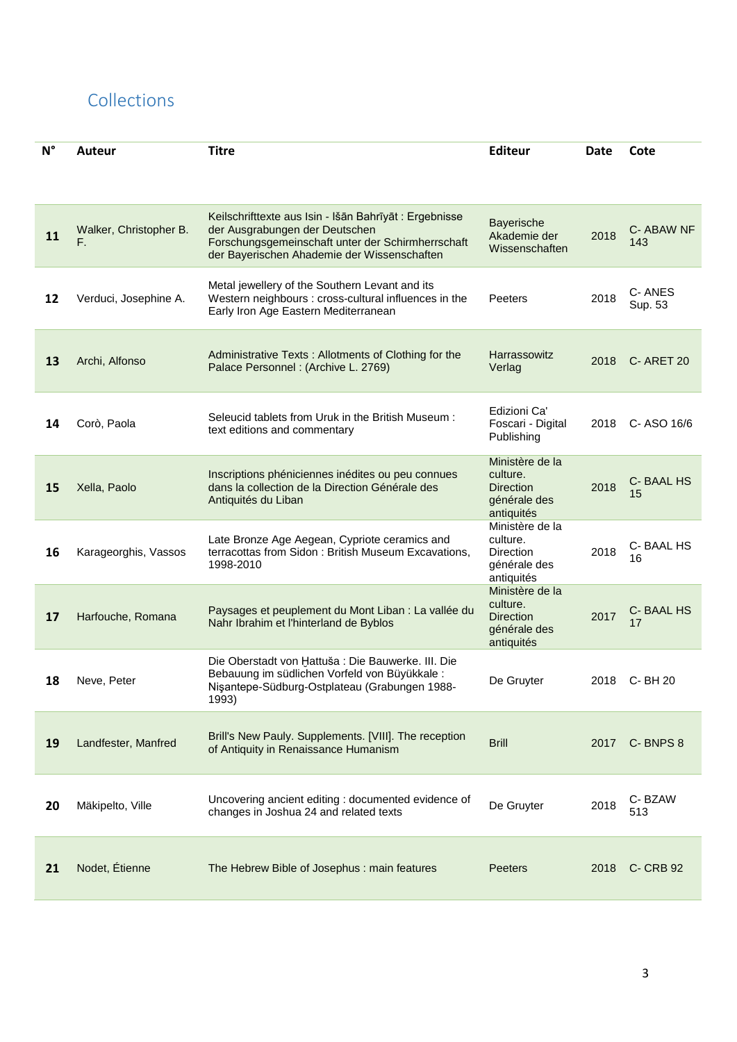## Collections

| N° | Auteur | Titre | Editeur | Date | Cote |
|---|---|---|---|---|---|
| **11** | Walker, Christopher B. F. | Keilschrifttexte aus Isin - Išān Bahrīyāt : Ergebnisse der Ausgrabungen der Deutschen Forschungsgemeinschaft unter der Schirmherrschaft der Bayerischen Ahademie der Wissenschaften | Bayerische Akademie der Wissenschaften | 2018 | C- ABAW NF 143 |
| **12** | Verduci, Josephine A. | Metal jewellery of the Southern Levant and its Western neighbours : cross-cultural influences in the Early Iron Age Eastern Mediterranean | Peeters | 2018 | C- ANES Sup. 53 |
| **13** | Archi, Alfonso | Administrative Texts : Allotments of Clothing for the Palace Personnel : (Archive L. 2769) | Harrassowitz Verlag | 2018 | C- ARET 20 |
| **14** | Corò, Paola | Seleucid tablets from Uruk in the British Museum : text editions and commentary | Edizioni Ca' Foscari - Digital Publishing | 2018 | C- ASO 16/6 |
| **15** | Xella, Paolo | Inscriptions phéniciennes inédites ou peu connues dans la collection de la Direction Générale des Antiquités du Liban | Ministère de la culture. Direction générale des antiquités | 2018 | C- BAAL HS 15 |
| **16** | Karageorghis, Vassos | Late Bronze Age Aegean, Cypriote ceramics and terracottas from Sidon : British Museum Excavations, 1998-2010 | Ministère de la culture. Direction générale des antiquités | 2018 | C- BAAL HS 16 |
| **17** | Harfouche, Romana | Paysages et peuplement du Mont Liban : La vallée du Nahr Ibrahim et l'hinterland de Byblos | Ministère de la culture. Direction générale des antiquités | 2017 | C- BAAL HS 17 |
| **18** | Neve, Peter | Die Oberstadt von Ḫattuša : Die Bauwerke. III. Die Bebauung im südlichen Vorfeld von Büyükkale : Nişantepe-Südburg-Ostplateau (Grabungen 1988-1993) | De Gruyter | 2018 | C- BH 20 |
| **19** | Landfester, Manfred | Brill's New Pauly. Supplements. [VIII]. The reception of Antiquity in Renaissance Humanism | Brill | 2017 | C- BNPS 8 |
| **20** | Mäkipelto, Ville | Uncovering ancient editing : documented evidence of changes in Joshua 24 and related texts | De Gruyter | 2018 | C- BZAW 513 |
| **21** | Nodet, Étienne | The Hebrew Bible of Josephus : main features | Peeters | 2018 | C- CRB 92 |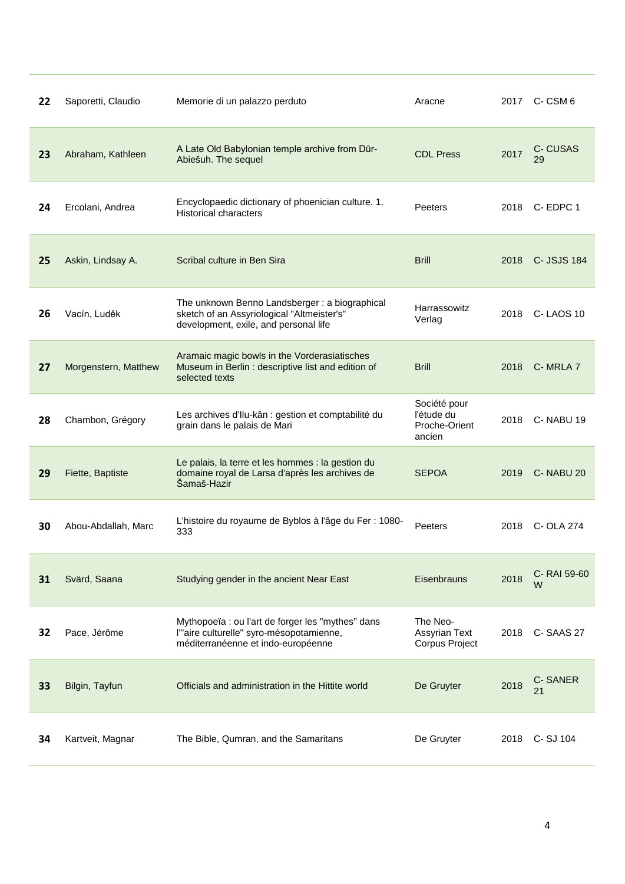| | | | | | |
|---|---|---|---|---|---|
| **22** | Saporetti, Claudio | Memorie di un palazzo perduto | Aracne | 2017 | C- CSM 6 |
| **23** | Abraham, Kathleen | A Late Old Babylonian temple archive from Dūr-Abiešuh. The sequel | CDL Press | 2017 | C- CUSAS 29 |
| **24** | Ercolani, Andrea | Encyclopaedic dictionary of phoenician culture. 1. Historical characters | Peeters | 2018 | C- EDPC 1 |
| **25** | Askin, Lindsay A. | Scribal culture in Ben Sira | Brill | 2018 | C- JSJS 184 |
| **26** | Vacín, Luděk | The unknown Benno Landsberger : a biographical sketch of an Assyriological "Altmeister's" development, exile, and personal life | Harrassowitz Verlag | 2018 | C- LAOS 10 |
| **27** | Morgenstern, Matthew | Aramaic magic bowls in the Vorderasiatisches Museum in Berlin : descriptive list and edition of selected texts | Brill | 2018 | C- MRLA 7 |
| **28** | Chambon, Grégory | Les archives d'Ilu-kân : gestion et comptabilité du grain dans le palais de Mari | Société pour l'étude du Proche-Orient ancien | 2018 | C- NABU 19 |
| **29** | Fiette, Baptiste | Le palais, la terre et les hommes : la gestion du domaine royal de Larsa d'après les archives de Šamaš-Hazir | SEPOA | 2019 | C- NABU 20 |
| **30** | Abou-Abdallah, Marc | L'histoire du royaume de Byblos à l'âge du Fer : 1080-333 | Peeters | 2018 | C- OLA 274 |
| **31** | Svärd, Saana | Studying gender in the ancient Near East | Eisenbrauns | 2018 | C- RAI 59-60 W |
| **32** | Pace, Jérôme | Mythopoeïa : ou l'art de forger les "mythes" dans l'"aire culturelle" syro-mésopotamienne, méditerranéenne et indo-européenne | The Neo-Assyrian Text Corpus Project | 2018 | C- SAAS 27 |
| **33** | Bilgin, Tayfun | Officials and administration in the Hittite world | De Gruyter | 2018 | C- SANER 21 |
| **34** | Kartveit, Magnar | The Bible, Qumran, and the Samaritans | De Gruyter | 2018 | C- SJ 104 |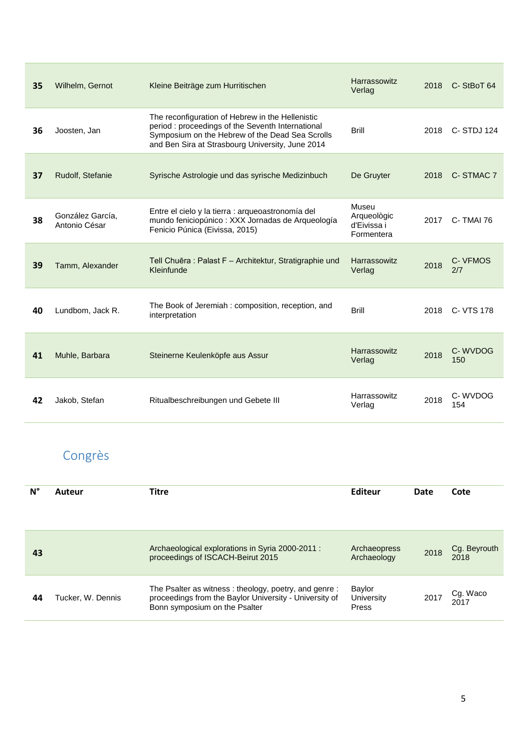| | | | | | |
|---|---|---|---|---|---|
| **35** | Wilhelm, Gernot | Kleine Beiträge zum Hurritischen | Harrassowitz Verlag | 2018 | C- StBoT 64 |
| **36** | Joosten, Jan | The reconfiguration of Hebrew in the Hellenistic period : proceedings of the Seventh International Symposium on the Hebrew of the Dead Sea Scrolls and Ben Sira at Strasbourg University, June 2014 | Brill | 2018 | C- STDJ 124 |
| **37** | Rudolf, Stefanie | Syrische Astrologie und das syrische Medizinbuch | De Gruyter | 2018 | C- STMAC 7 |
| **38** | González García, Antonio César | Entre el cielo y la tierra : arqueoastronomía del mundo feniciopúnico : XXX Jornadas de Arqueología Fenicio Púnica (Eivissa, 2015) | Museu Arqueològic d'Eivissa i Formentera | 2017 | C- TMAI 76 |
| **39** | Tamm, Alexander | Tell Chuēra : Palast F – Architektur, Stratigraphie und Kleinfunde | Harrassowitz Verlag | 2018 | C- VFMOS 2/7 |
| **40** | Lundbom, Jack R. | The Book of Jeremiah : composition, reception, and interpretation | Brill | 2018 | C- VTS 178 |
| **41** | Muhle, Barbara | Steinerne Keulenköpfe aus Assur | Harrassowitz Verlag | 2018 | C- WVDOG 150 |
| **42** | Jakob, Stefan | Ritualbeschreibungen und Gebete III | Harrassowitz Verlag | 2018 | C- WVDOG 154 |

## Congrès

| N° | Auteur | Titre | Editeur | Date | Cote |
|---|---|---|---|---|---|
| **43** | | Archaeological explorations in Syria 2000-2011 : proceedings of ISCACH-Beirut 2015 | Archaeopress Archaeology | 2018 | Cg. Beyrouth 2018 |
| **44** | Tucker, W. Dennis | The Psalter as witness : theology, poetry, and genre : proceedings from the Baylor University - University of Bonn symposium on the Psalter | Baylor University Press | 2017 | Cg. Waco 2017 |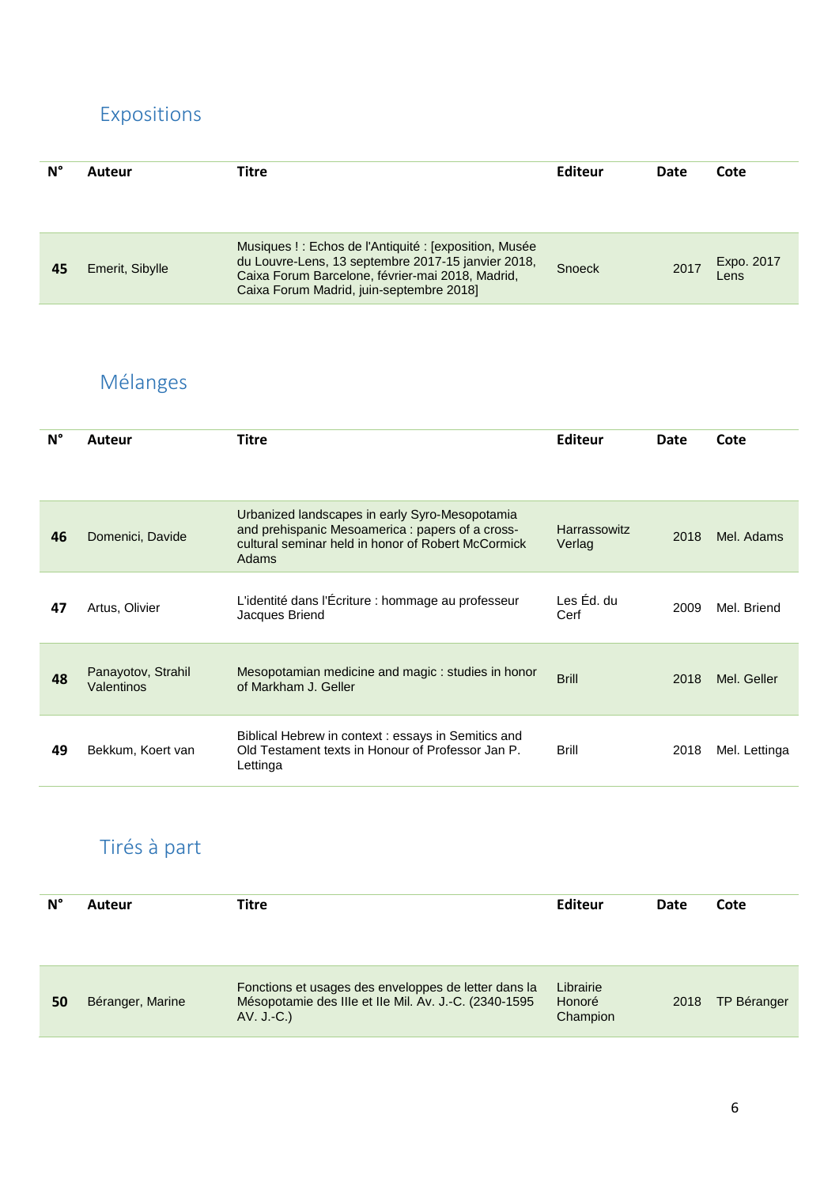## Expositions

| N° | Auteur | Titre | Editeur | Date | Cote |
|---|---|---|---|---|---|
| 45 | Emerit, Sibylle | Musiques ! : Echos de l'Antiquité : [exposition, Musée du Louvre-Lens, 13 septembre 2017-15 janvier 2018, Caixa Forum Barcelone, février-mai 2018, Madrid, Caixa Forum Madrid, juin-septembre 2018] | Snoeck | 2017 | Expo. 2017 Lens |

## Mélanges

| N° | Auteur | Titre | Editeur | Date | Cote |
|---|---|---|---|---|---|
| 46 | Domenici, Davide | Urbanized landscapes in early Syro-Mesopotamia and prehispanic Mesoamerica : papers of a cross-cultural seminar held in honor of Robert McCormick Adams | Harrassowitz Verlag | 2018 | Mel. Adams |
| 47 | Artus, Olivier | L'identité dans l'Écriture : hommage au professeur Jacques Briend | Les Éd. du Cerf | 2009 | Mel. Briend |
| 48 | Panayotov, Strahil Valentinos | Mesopotamian medicine and magic : studies in honor of Markham J. Geller | Brill | 2018 | Mel. Geller |
| 49 | Bekkum, Koert van | Biblical Hebrew in context : essays in Semitics and Old Testament texts in Honour of Professor Jan P. Lettinga | Brill | 2018 | Mel. Lettinga |

## Tirés à part

| N° | Auteur | Titre | Editeur | Date | Cote |
|---|---|---|---|---|---|
| 50 | Béranger, Marine | Fonctions et usages des enveloppes de letter dans la Mésopotamie des IIIe et IIe Mil. Av. J.-C. (2340-1595 AV. J.-C.) | Librairie Honoré Champion | 2018 | TP Béranger |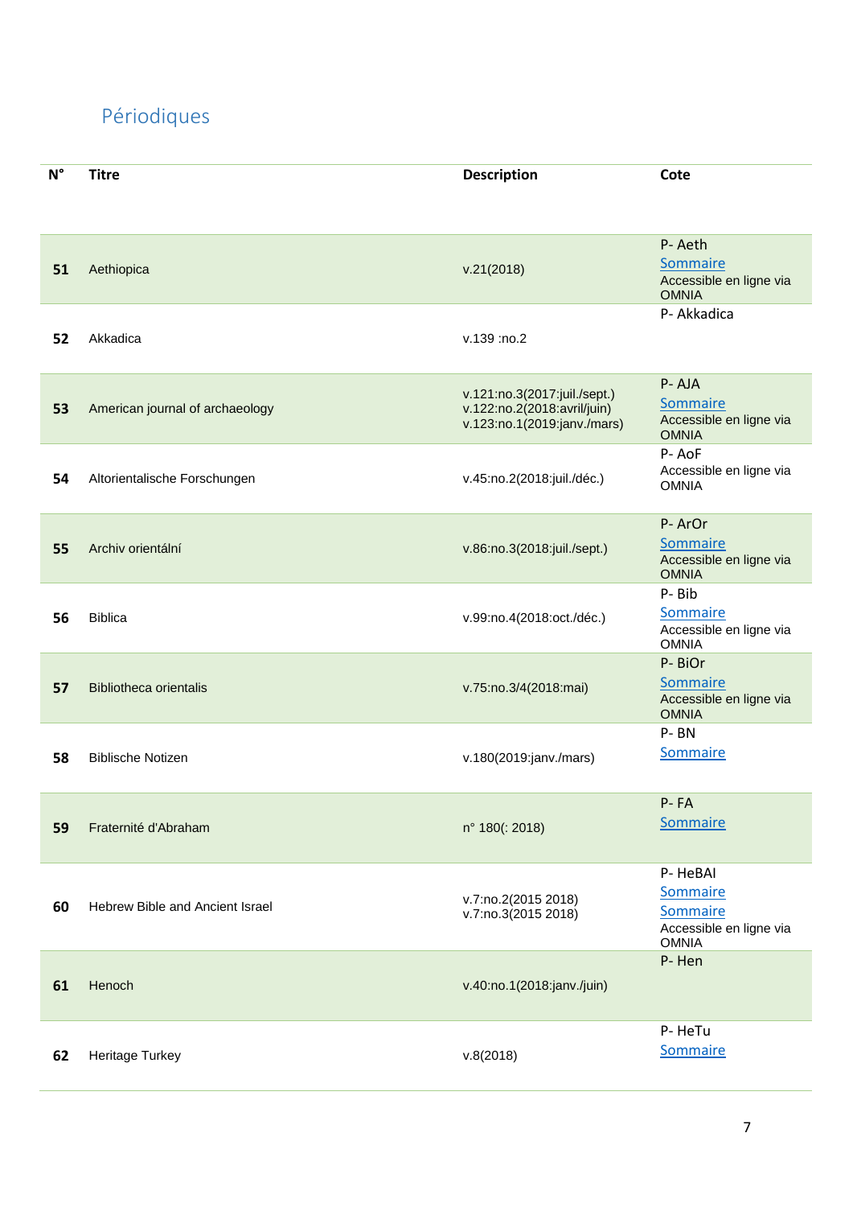## Périodiques

| N° | Titre | Description | Cote |
|---|---|---|---|
| **51** | Aethiopica | v.21(2018) | P- Aeth<br>Sommaire<br>Accessible en ligne via OMNIA |
| **52** | Akkadica | v.139 :no.2 | P- Akkadica |
| **53** | American journal of archaeology | v.121:no.3(2017:juil./sept.)<br>v.122:no.2(2018:avril/juin)<br>v.123:no.1(2019:janv./mars) | P- AJA<br>Sommaire<br>Accessible en ligne via OMNIA |
| **54** | Altorientalische Forschungen | v.45:no.2(2018:juil./déc.) | P- AoF<br>Accessible en ligne via OMNIA |
| **55** | Archiv orientální | v.86:no.3(2018:juil./sept.) | P- ArOr<br>Sommaire<br>Accessible en ligne via OMNIA |
| **56** | Biblica | v.99:no.4(2018:oct./déc.) | P- Bib<br>Sommaire<br>Accessible en ligne via OMNIA |
| **57** | Bibliotheca orientalis | v.75:no.3/4(2018:mai) | P- BiOr<br>Sommaire<br>Accessible en ligne via OMNIA |
| **58** | Biblische Notizen | v.180(2019:janv./mars) | P- BN<br>Sommaire |
| **59** | Fraternité d'Abraham | n° 180(: 2018) | P- FA<br>Sommaire |
| **60** | Hebrew Bible and Ancient Israel | v.7:no.2(2015 2018)<br>v.7:no.3(2015 2018) | P- HeBAI<br>Sommaire<br>Sommaire<br>Accessible en ligne via OMNIA |
| **61** | Henoch | v.40:no.1(2018:janv./juin) | P- Hen |
| **62** | Heritage Turkey | v.8(2018) | P- HeTu<br>Sommaire |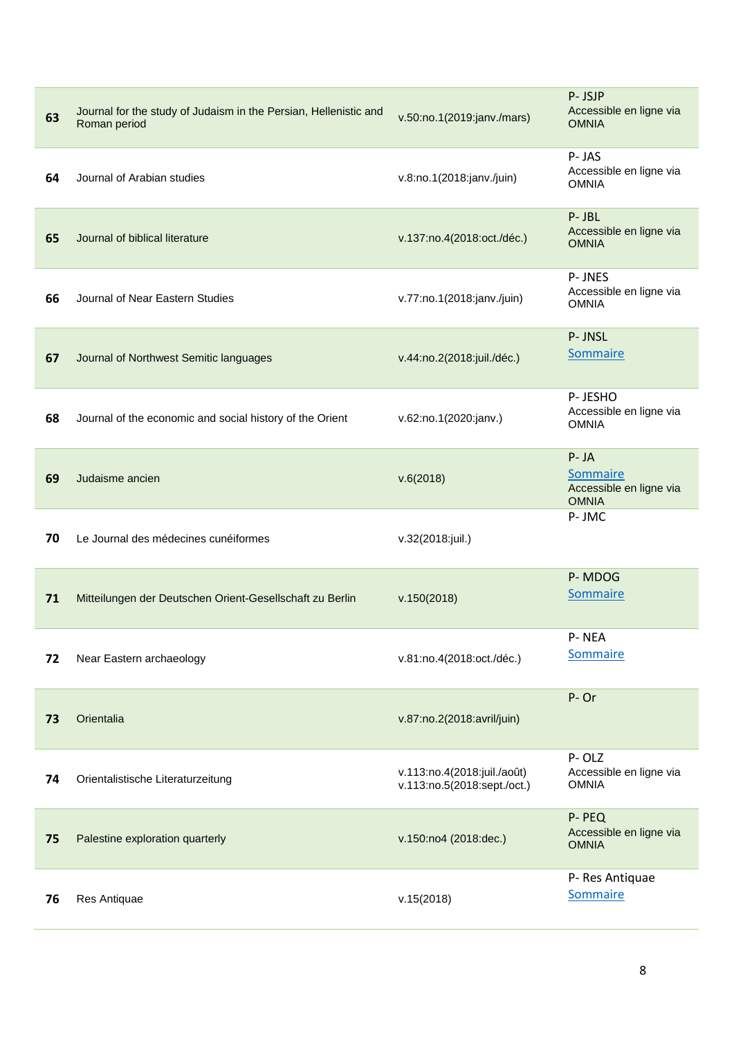| | | | |
|---|---|---|---|
| **63** | Journal for the study of Judaism in the Persian, Hellenistic and Roman period | v.50:no.1(2019:janv./mars) | P- JSJP<br>Accessible en ligne via OMNIA |
| **64** | Journal of Arabian studies | v.8:no.1(2018:janv./juin) | P- JAS<br>Accessible en ligne via OMNIA |
| **65** | Journal of biblical literature | v.137:no.4(2018:oct./déc.) | P- JBL<br>Accessible en ligne via OMNIA |
| **66** | Journal of Near Eastern Studies | v.77:no.1(2018:janv./juin) | P- JNES<br>Accessible en ligne via OMNIA |
| **67** | Journal of Northwest Semitic languages | v.44:no.2(2018:juil./déc.) | P- JNSL<br>Sommaire |
| **68** | Journal of the economic and social history of the Orient | v.62:no.1(2020:janv.) | P- JESHO<br>Accessible en ligne via OMNIA |
| **69** | Judaisme ancien | v.6(2018) | P- JA<br>Sommaire<br>Accessible en ligne via OMNIA |
| **70** | Le Journal des médecines cunéiformes | v.32(2018:juil.) | P- JMC |
| **71** | Mitteilungen der Deutschen Orient-Gesellschaft zu Berlin | v.150(2018) | P- MDOG<br>Sommaire |
| **72** | Near Eastern archaeology | v.81:no.4(2018:oct./déc.) | P- NEA<br>Sommaire |
| **73** | Orientalia | v.87:no.2(2018:avril/juin) | P- Or |
| **74** | Orientalistische Literaturzeitung | v.113:no.4(2018:juil./août)<br>v.113:no.5(2018:sept./oct.) | P- OLZ<br>Accessible en ligne via OMNIA |
| **75** | Palestine exploration quarterly | v.150:no4 (2018:dec.) | P- PEQ<br>Accessible en ligne via OMNIA |
| **76** | Res Antiquae | v.15(2018) | P- Res Antiquae<br>Sommaire |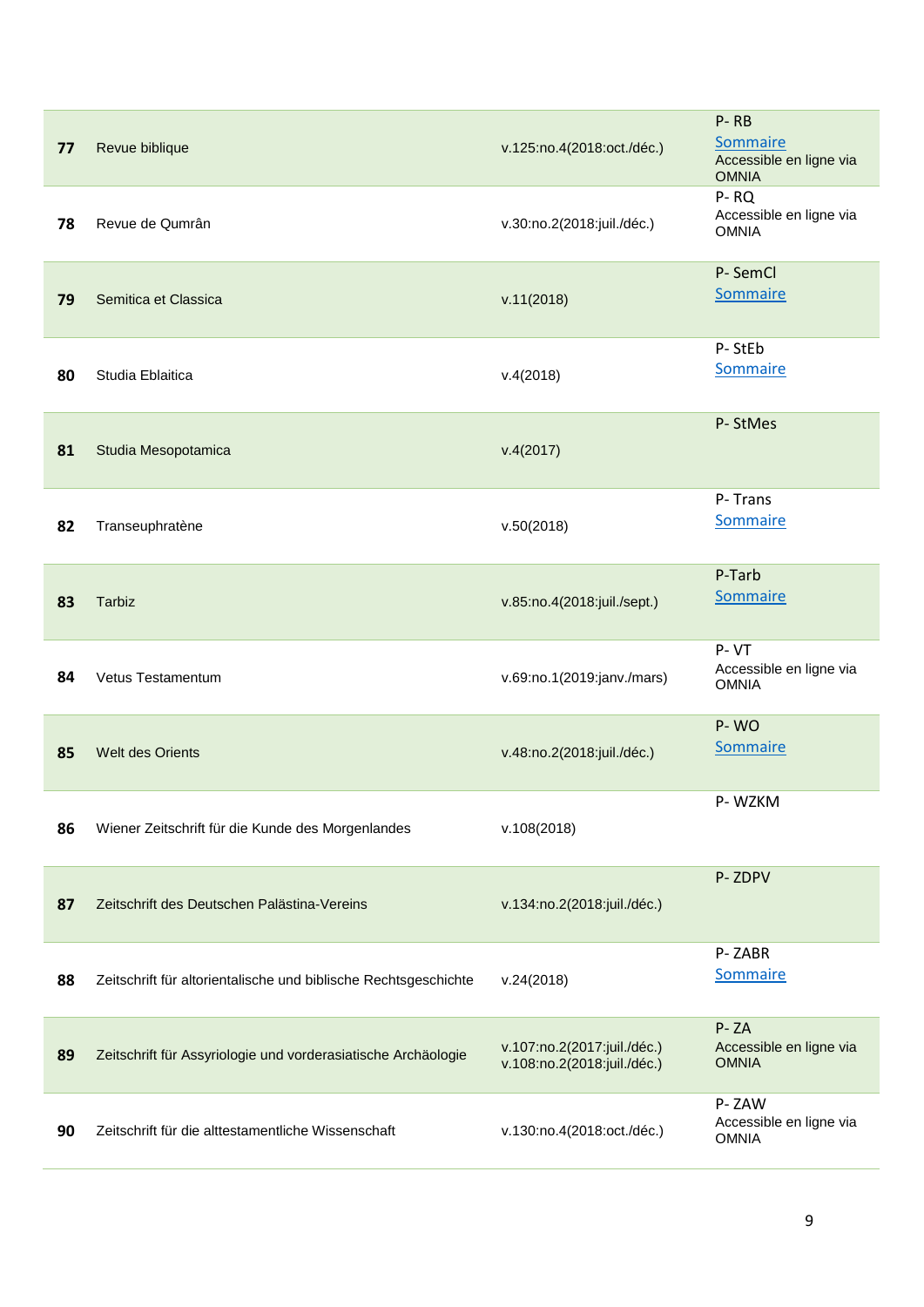| | | | |
|---|---|---|---|
| **77** | Revue biblique | v.125:no.4(2018:oct./déc.) | P- RB<br>Sommaire<br>Accessible en ligne via OMNIA |
| **78** | Revue de Qumrân | v.30:no.2(2018:juil./déc.) | P- RQ<br>Accessible en ligne via OMNIA |
| **79** | Semitica et Classica | v.11(2018) | P- SemCl<br>Sommaire |
| **80** | Studia Eblaitica | v.4(2018) | P- StEb<br>Sommaire |
| **81** | Studia Mesopotamica | v.4(2017) | P- StMes |
| **82** | Transeuphratène | v.50(2018) | P- Trans<br>Sommaire |
| **83** | Tarbiz | v.85:no.4(2018:juil./sept.) | P-Tarb<br>Sommaire |
| **84** | Vetus Testamentum | v.69:no.1(2019:janv./mars) | P- VT<br>Accessible en ligne via OMNIA |
| **85** | Welt des Orients | v.48:no.2(2018:juil./déc.) | P- WO<br>Sommaire |
| **86** | Wiener Zeitschrift für die Kunde des Morgenlandes | v.108(2018) | P- WZKM |
| **87** | Zeitschrift des Deutschen Palästina-Vereins | v.134:no.2(2018:juil./déc.) | P- ZDPV |
| **88** | Zeitschrift für altorientalische und biblische Rechtsgeschichte | v.24(2018) | P- ZABR<br>Sommaire |
| **89** | Zeitschrift für Assyriologie und vorderasiatische Archäologie | v.107:no.2(2017:juil./déc.)<br>v.108:no.2(2018:juil./déc.) | P- ZA<br>Accessible en ligne via OMNIA |
| **90** | Zeitschrift für die alttestamentliche Wissenschaft | v.130:no.4(2018:oct./déc.) | P- ZAW<br>Accessible en ligne via OMNIA |